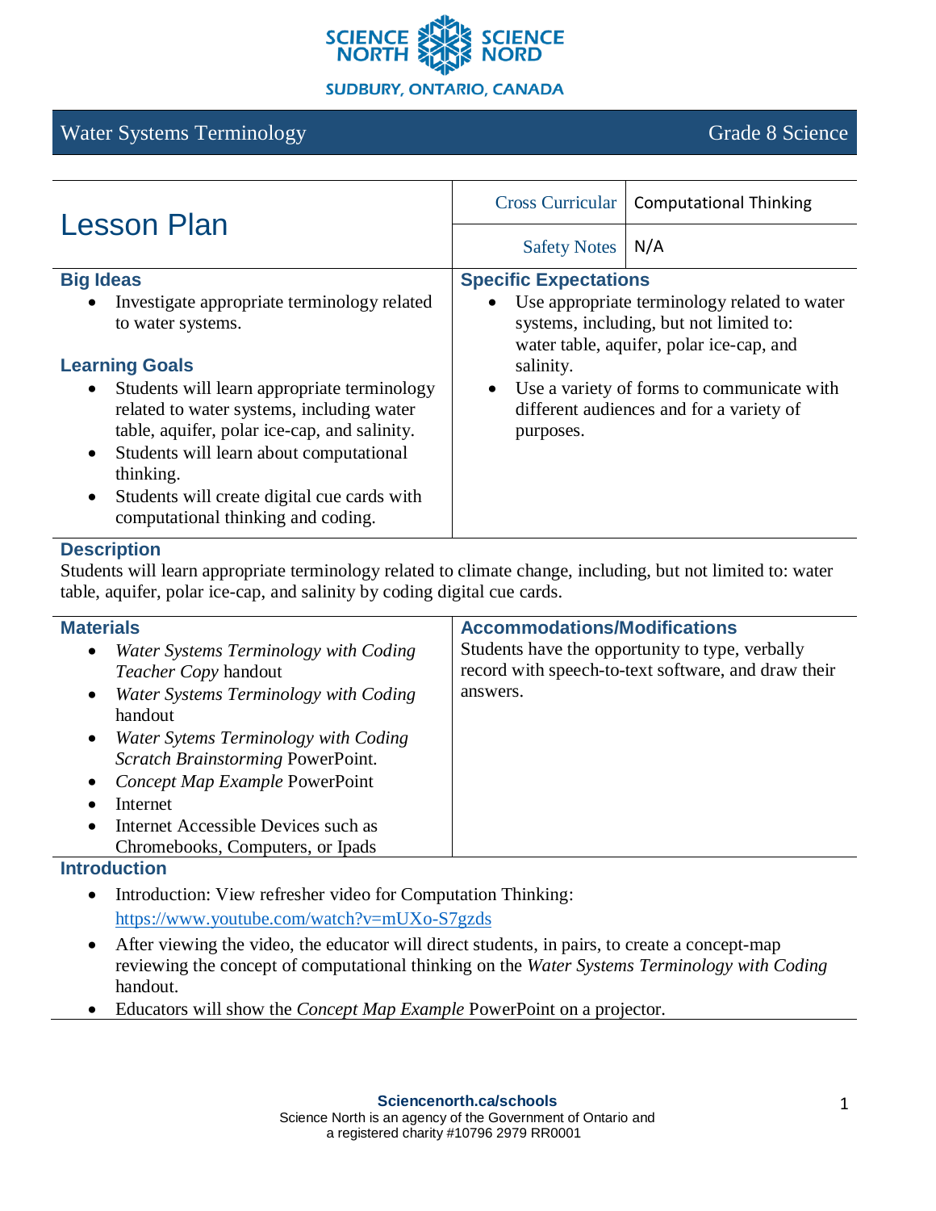# Water Systems Terminology — Grade 8 Science

## Lesson Plan

| Cross Curricular | Computational Thinking |
| --- | --- |
| Safety Notes | N/A |

### Big Ideas

- Investigate appropriate terminology related to water systems.

### Learning Goals

- Students will learn appropriate terminology related to water systems, including water table, aquifer, polar ice-cap, and salinity.
- Students will learn about computational thinking.
- Students will create digital cue cards with computational thinking and coding.

### Specific Expectations

- Use appropriate terminology related to water systems, including, but not limited to: water table, aquifer, polar ice-cap, and salinity.
- Use a variety of forms to communicate with different audiences and for a variety of purposes.

### Description

Students will learn appropriate terminology related to climate change, including, but not limited to: water table, aquifer, polar ice-cap, and salinity by coding digital cue cards.

### Materials

- *Water Systems Terminology with Coding Teacher Copy* handout
- *Water Systems Terminology with Coding* handout
- *Water Sytems Terminology with Coding Scratch Brainstorming* PowerPoint.
- *Concept Map Example* PowerPoint
- Internet
- Internet Accessible Devices such as Chromebooks, Computers, or Ipads

### Accommodations/Modifications

Students have the opportunity to type, verbally record with speech-to-text software, and draw their answers.

### Introduction

- Introduction: View refresher video for Computation Thinking: https://www.youtube.com/watch?v=mUXo-S7gzds
- After viewing the video, the educator will direct students, in pairs, to create a concept-map reviewing the concept of computational thinking on the *Water Systems Terminology with Coding* handout.
- Educators will show the *Concept Map Example* PowerPoint on a projector.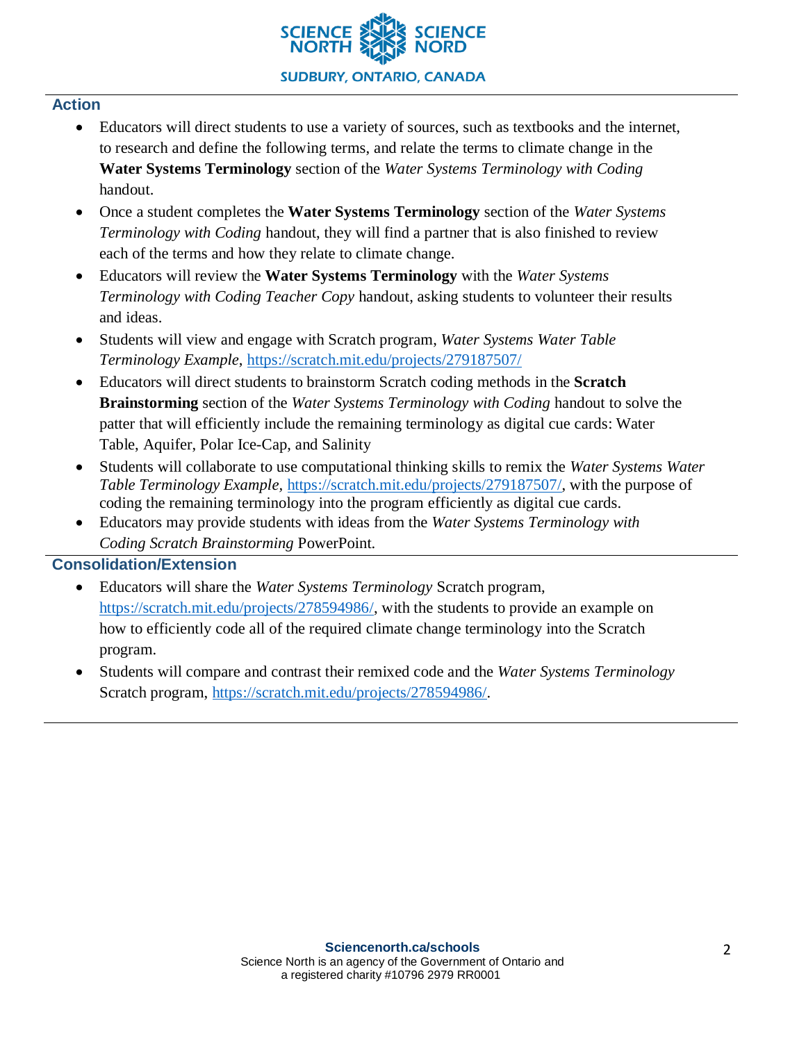## Action

- Educators will direct students to use a variety of sources, such as textbooks and the internet, to research and define the following terms, and relate the terms to climate change in the **Water Systems Terminology** section of the *Water Systems Terminology with Coding* handout.
- Once a student completes the **Water Systems Terminology** section of the *Water Systems Terminology with Coding* handout, they will find a partner that is also finished to review each of the terms and how they relate to climate change.
- Educators will review the **Water Systems Terminology** with the *Water Systems Terminology with Coding Teacher Copy* handout, asking students to volunteer their results and ideas.
- Students will view and engage with Scratch program, *Water Systems Water Table Terminology Example*, https://scratch.mit.edu/projects/279187507/
- Educators will direct students to brainstorm Scratch coding methods in the **Scratch Brainstorming** section of the *Water Systems Terminology with Coding* handout to solve the patter that will efficiently include the remaining terminology as digital cue cards: Water Table, Aquifer, Polar Ice-Cap, and Salinity
- Students will collaborate to use computational thinking skills to remix the *Water Systems Water Table Terminology Example*, https://scratch.mit.edu/projects/279187507/, with the purpose of coding the remaining terminology into the program efficiently as digital cue cards.
- Educators may provide students with ideas from the *Water Systems Terminology with Coding Scratch Brainstorming* PowerPoint.

## Consolidation/Extension

- Educators will share the *Water Systems Terminology* Scratch program, https://scratch.mit.edu/projects/278594986/, with the students to provide an example on how to efficiently code all of the required climate change terminology into the Scratch program.
- Students will compare and contrast their remixed code and the *Water Systems Terminology* Scratch program, https://scratch.mit.edu/projects/278594986/.